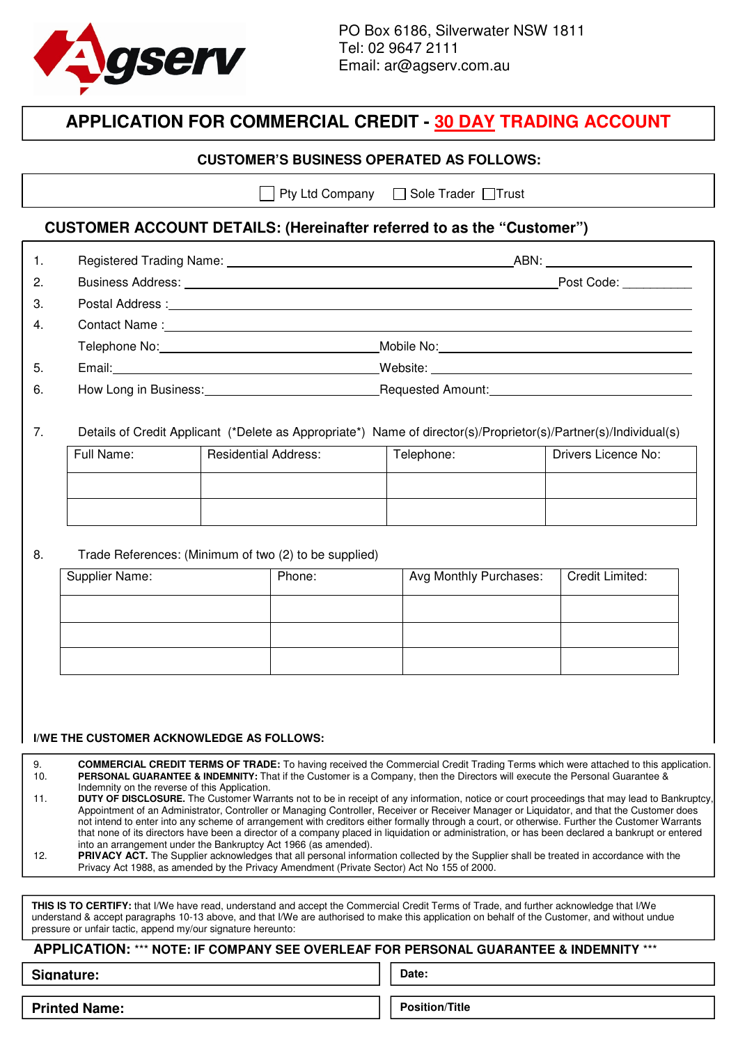Agserv

PO Box 6186, Silverwater NSW 1811
Tel: 02 9647 2111
Email: ar@agserv.com.au

# APPLICATION FOR COMMERCIAL CREDIT - 30 DAY TRADING ACCOUNT

## CUSTOMER'S BUSINESS OPERATED AS FOLLOWS:

☐ Pty Ltd Company ☐ Sole Trader ☐ Trust

## CUSTOMER ACCOUNT DETAILS: (Hereinafter referred to as the "Customer")

1. Registered Trading Name: ______________________ ABN: ______________
2. Business Address: ______________________ Post Code: __________
3. Postal Address : ______________________
4. Contact Name : ______________________
   Telephone No: ______________ Mobile No: ______________
5. Email: ______________ Website: ______________
6. How Long in Business: ______________ Requested Amount: ______________

7. Details of Credit Applicant (*Delete as Appropriate*) Name of director(s)/Proprietor(s)/Partner(s)/Individual(s)

| Full Name: | Residential Address: | Telephone: | Drivers Licence No: |
|---|---|---|---|
| | | | |
| | | | |

8. Trade References: (Minimum of two (2) to be supplied)

| Supplier Name: | Phone: | Avg Monthly Purchases: | Credit Limited: |
|---|---|---|---|
| | | | |
| | | | |
| | | | |

**I/WE THE CUSTOMER ACKNOWLEDGE AS FOLLOWS:**

9. **COMMERCIAL CREDIT TERMS OF TRADE:** To having received the Commercial Credit Trading Terms which were attached to this application.
10. **PERSONAL GUARANTEE & INDEMNITY:** That if the Customer is a Company, then the Directors will execute the Personal Guarantee & Indemnity on the reverse of this Application.
11. **DUTY OF DISCLOSURE.** The Customer Warrants not to be in receipt of any information, notice or court proceedings that may lead to Bankruptcy, Appointment of an Administrator, Controller or Managing Controller, Receiver or Receiver Manager or Liquidator, and that the Customer does not intend to enter into any scheme of arrangement with creditors either formally through a court, or otherwise. Further the Customer Warrants that none of its directors have been a director of a company placed in liquidation or administration, or has been declared a bankrupt or entered into an arrangement under the Bankruptcy Act 1966 (as amended).
12. **PRIVACY ACT.** The Supplier acknowledges that all personal information collected by the Supplier shall be treated in accordance with the Privacy Act 1988, as amended by the Privacy Amendment (Private Sector) Act No 155 of 2000.

**THIS IS TO CERTIFY:** that I/We have read, understand and accept the Commercial Credit Terms of Trade, and further acknowledge that I/We understand & accept paragraphs 10-13 above, and that I/We are authorised to make this application on behalf of the Customer, and without undue pressure or unfair tactic, append my/our signature hereunto:

**APPLICATION:** *** NOTE: IF COMPANY SEE OVERLEAF FOR PERSONAL GUARANTEE & INDEMNITY ***

| **Signature:** | **Date:** |
|---|---|
| **Printed Name:** | **Position/Title** |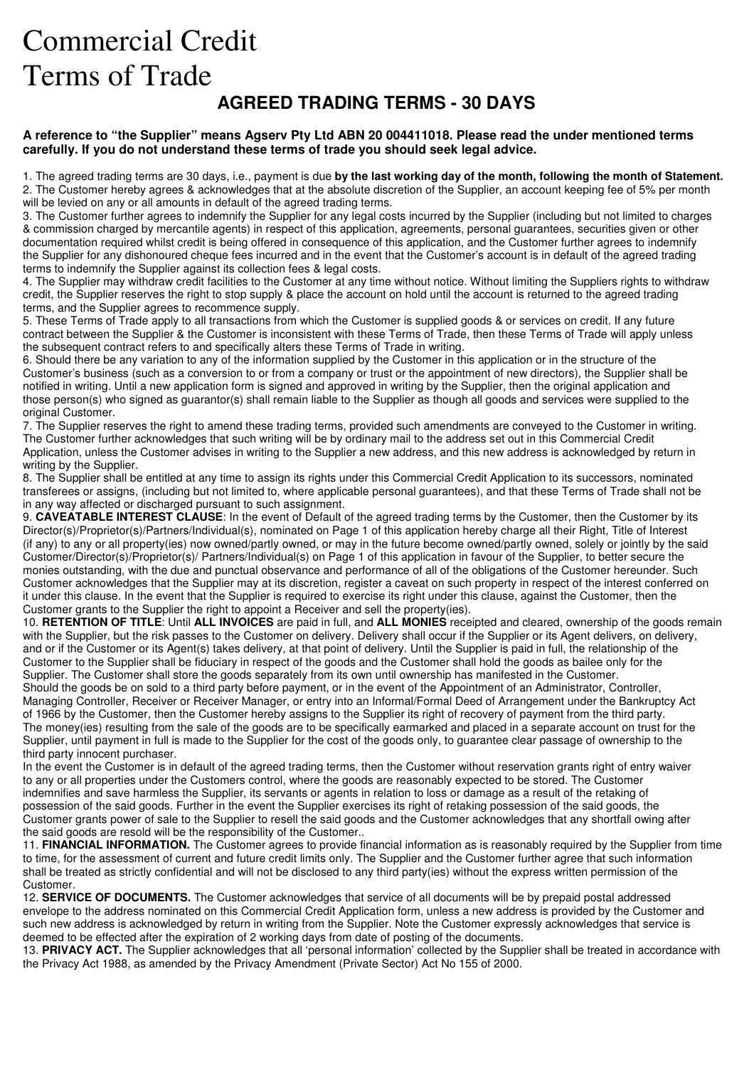# Commercial Credit Terms of Trade

## AGREED TRADING TERMS - 30 DAYS

**A reference to "the Supplier" means Agserv Pty Ltd ABN 20 004411018. Please read the under mentioned terms carefully. If you do not understand these terms of trade you should seek legal advice.**

1. The agreed trading terms are 30 days, i.e., payment is due **by the last working day of the month, following the month of Statement.**
2. The Customer hereby agrees & acknowledges that at the absolute discretion of the Supplier, an account keeping fee of 5% per month will be levied on any or all amounts in default of the agreed trading terms.
3. The Customer further agrees to indemnify the Supplier for any legal costs incurred by the Supplier (including but not limited to charges & commission charged by mercantile agents) in respect of this application, agreements, personal guarantees, securities given or other documentation required whilst credit is being offered in consequence of this application, and the Customer further agrees to indemnify the Supplier for any dishonoured cheque fees incurred and in the event that the Customer's account is in default of the agreed trading terms to indemnify the Supplier against its collection fees & legal costs.
4. The Supplier may withdraw credit facilities to the Customer at any time without notice. Without limiting the Suppliers rights to withdraw credit, the Supplier reserves the right to stop supply & place the account on hold until the account is returned to the agreed trading terms, and the Supplier agrees to recommence supply.
5. These Terms of Trade apply to all transactions from which the Customer is supplied goods & or services on credit. If any future contract between the Supplier & the Customer is inconsistent with these Terms of Trade, then these Terms of Trade will apply unless the subsequent contract refers to and specifically alters these Terms of Trade in writing.
6. Should there be any variation to any of the information supplied by the Customer in this application or in the structure of the Customer's business (such as a conversion to or from a company or trust or the appointment of new directors), the Supplier shall be notified in writing. Until a new application form is signed and approved in writing by the Supplier, then the original application and those person(s) who signed as guarantor(s) shall remain liable to the Supplier as though all goods and services were supplied to the original Customer.
7. The Supplier reserves the right to amend these trading terms, provided such amendments are conveyed to the Customer in writing. The Customer further acknowledges that such writing will be by ordinary mail to the address set out in this Commercial Credit Application, unless the Customer advises in writing to the Supplier a new address, and this new address is acknowledged by return in writing by the Supplier.
8. The Supplier shall be entitled at any time to assign its rights under this Commercial Credit Application to its successors, nominated transferees or assigns, (including but not limited to, where applicable personal guarantees), and that these Terms of Trade shall not be in any way affected or discharged pursuant to such assignment.
9. **CAVEATABLE INTEREST CLAUSE**: In the event of Default of the agreed trading terms by the Customer, then the Customer by its Director(s)/Proprietor(s)/Partners/Individual(s), nominated on Page 1 of this application hereby charge all their Right, Title of Interest (if any) to any or all property(ies) now owned/partly owned, or may in the future become owned/partly owned, solely or jointly by the said Customer/Director(s)/Proprietor(s)/ Partners/Individual(s) on Page 1 of this application in favour of the Supplier, to better secure the monies outstanding, with the due and punctual observance and performance of all of the obligations of the Customer hereunder. Such Customer acknowledges that the Supplier may at its discretion, register a caveat on such property in respect of the interest conferred on it under this clause. In the event that the Supplier is required to exercise its right under this clause, against the Customer, then the Customer grants to the Supplier the right to appoint a Receiver and sell the property(ies).
10. **RETENTION OF TITLE**: Until **ALL INVOICES** are paid in full, and **ALL MONIES** receipted and cleared, ownership of the goods remain with the Supplier, but the risk passes to the Customer on delivery. Delivery shall occur if the Supplier or its Agent delivers, on delivery, and or if the Customer or its Agent(s) takes delivery, at that point of delivery. Until the Supplier is paid in full, the relationship of the Customer to the Supplier shall be fiduciary in respect of the goods and the Customer shall hold the goods as bailee only for the Supplier. The Customer shall store the goods separately from its own until ownership has manifested in the Customer.
Should the goods be on sold to a third party before payment, or in the event of the Appointment of an Administrator, Controller, Managing Controller, Receiver or Receiver Manager, or entry into an Informal/Formal Deed of Arrangement under the Bankruptcy Act of 1966 by the Customer, then the Customer hereby assigns to the Supplier its right of recovery of payment from the third party.
The money(ies) resulting from the sale of the goods are to be specifically earmarked and placed in a separate account on trust for the Supplier, until payment in full is made to the Supplier for the cost of the goods only, to guarantee clear passage of ownership to the third party innocent purchaser.
In the event the Customer is in default of the agreed trading terms, then the Customer without reservation grants right of entry waiver to any or all properties under the Customers control, where the goods are reasonably expected to be stored. The Customer indemnifies and save harmless the Supplier, its servants or agents in relation to loss or damage as a result of the retaking of possession of the said goods. Further in the event the Supplier exercises its right of retaking possession of the said goods, the Customer grants power of sale to the Supplier to resell the said goods and the Customer acknowledges that any shortfall owing after the said goods are resold will be the responsibility of the Customer..
11. **FINANCIAL INFORMATION.** The Customer agrees to provide financial information as is reasonably required by the Supplier from time to time, for the assessment of current and future credit limits only. The Supplier and the Customer further agree that such information shall be treated as strictly confidential and will not be disclosed to any third party(ies) without the express written permission of the Customer.
12. **SERVICE OF DOCUMENTS.** The Customer acknowledges that service of all documents will be by prepaid postal addressed envelope to the address nominated on this Commercial Credit Application form, unless a new address is provided by the Customer and such new address is acknowledged by return in writing from the Supplier. Note the Customer expressly acknowledges that service is deemed to be effected after the expiration of 2 working days from date of posting of the documents.
13. **PRIVACY ACT.** The Supplier acknowledges that all 'personal information' collected by the Supplier shall be treated in accordance with the Privacy Act 1988, as amended by the Privacy Amendment (Private Sector) Act No 155 of 2000.